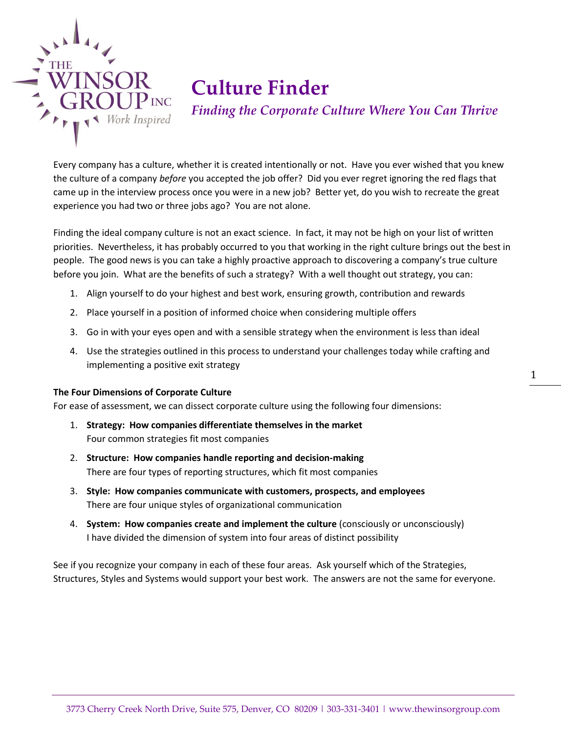# Culture Finder

*Finding the Corporate Culture Where You Can Thrive*

Every company has a culture, whether it is created intentionally or not. Have you ever wished that you knew the culture of a company *before* you accepted the job offer? Did you ever regret ignoring the red flags that came up in the interview process once you were in a new job? Better yet, do you wish to recreate the great experience you had two or three jobs ago? You are not alone.

Finding the ideal company culture is not an exact science. In fact, it may not be high on your list of written priorities. Nevertheless, it has probably occurred to you that working in the right culture brings out the best in people. The good news is you can take a highly proactive approach to discovering a company's true culture before you join. What are the benefits of such a strategy? With a well thought out strategy, you can:

1. Align yourself to do your highest and best work, ensuring growth, contribution and rewards
2. Place yourself in a position of informed choice when considering multiple offers
3. Go in with your eyes open and with a sensible strategy when the environment is less than ideal
4. Use the strategies outlined in this process to understand your challenges today while crafting and implementing a positive exit strategy

**The Four Dimensions of Corporate Culture**

For ease of assessment, we can dissect corporate culture using the following four dimensions:

1. **Strategy: How companies differentiate themselves in the market**
   Four common strategies fit most companies
2. **Structure: How companies handle reporting and decision-making**
   There are four types of reporting structures, which fit most companies
3. **Style: How companies communicate with customers, prospects, and employees**
   There are four unique styles of organizational communication
4. **System: How companies create and implement the culture** (consciously or unconsciously)
   I have divided the dimension of system into four areas of distinct possibility

See if you recognize your company in each of these four areas. Ask yourself which of the Strategies, Structures, Styles and Systems would support your best work. The answers are not the same for everyone.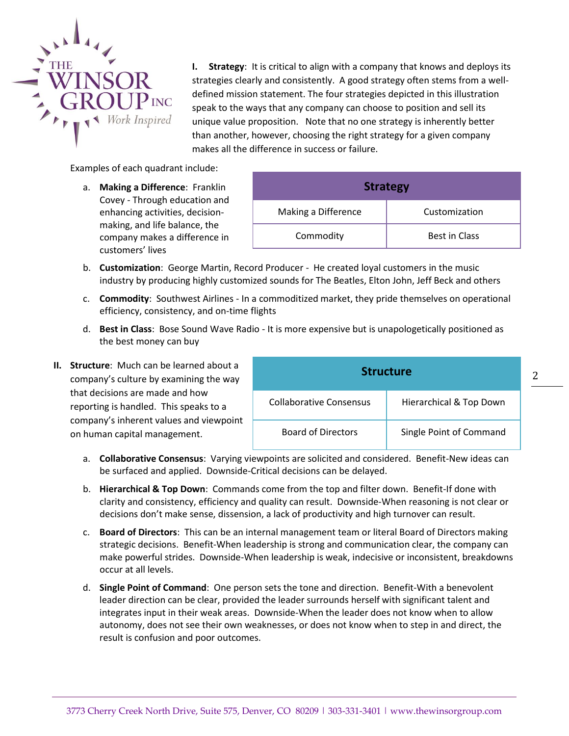**I. Strategy**: It is critical to align with a company that knows and deploys its strategies clearly and consistently. A good strategy often stems from a well-defined mission statement. The four strategies depicted in this illustration speak to the ways that any company can choose to position and sell its unique value proposition. Note that no one strategy is inherently better than another, however, choosing the right strategy for a given company makes all the difference in success or failure.

Examples of each quadrant include:

| Strategy | |
|---|---|
| Making a Difference | Customization |
| Commodity | Best in Class |

a. **Making a Difference**: Franklin Covey - Through education and enhancing activities, decision-making, and life balance, the company makes a difference in customers' lives

b. **Customization**: George Martin, Record Producer - He created loyal customers in the music industry by producing highly customized sounds for The Beatles, Elton John, Jeff Beck and others

c. **Commodity**: Southwest Airlines - In a commoditized market, they pride themselves on operational efficiency, consistency, and on-time flights

d. **Best in Class**: Bose Sound Wave Radio - It is more expensive but is unapologetically positioned as the best money can buy

**II. Structure**: Much can be learned about a company's culture by examining the way that decisions are made and how reporting is handled. This speaks to a company's inherent values and viewpoint on human capital management.

| Structure | |
|---|---|
| Collaborative Consensus | Hierarchical & Top Down |
| Board of Directors | Single Point of Command |

a. **Collaborative Consensus**: Varying viewpoints are solicited and considered. Benefit-New ideas can be surfaced and applied. Downside-Critical decisions can be delayed.

b. **Hierarchical & Top Down**: Commands come from the top and filter down. Benefit-If done with clarity and consistency, efficiency and quality can result. Downside-When reasoning is not clear or decisions don't make sense, dissension, a lack of productivity and high turnover can result.

c. **Board of Directors**: This can be an internal management team or literal Board of Directors making strategic decisions. Benefit-When leadership is strong and communication clear, the company can make powerful strides. Downside-When leadership is weak, indecisive or inconsistent, breakdowns occur at all levels.

d. **Single Point of Command**: One person sets the tone and direction. Benefit-With a benevolent leader direction can be clear, provided the leader surrounds herself with significant talent and integrates input in their weak areas. Downside-When the leader does not know when to allow autonomy, does not see their own weaknesses, or does not know when to step in and direct, the result is confusion and poor outcomes.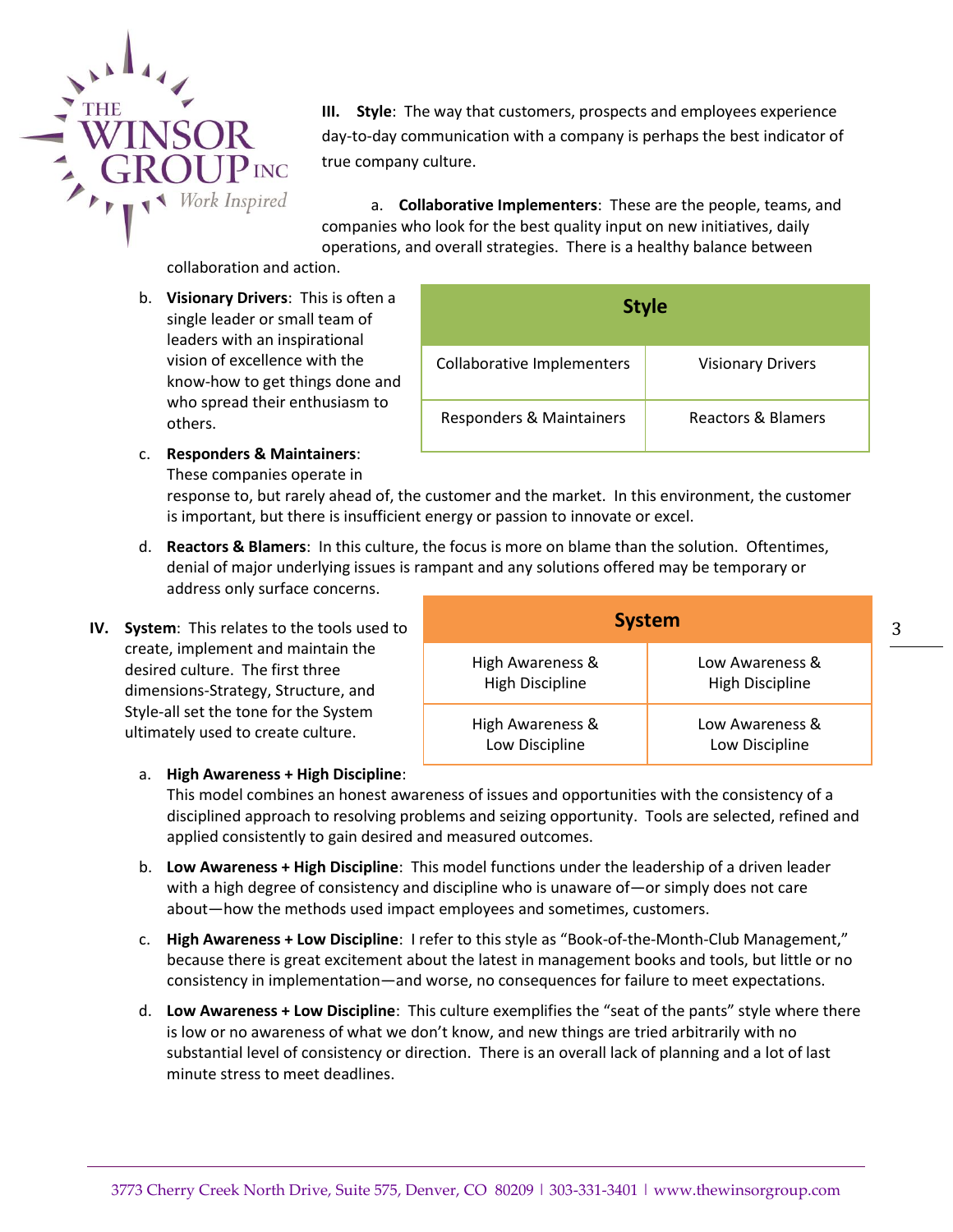**III. Style**: The way that customers, prospects and employees experience day-to-day communication with a company is perhaps the best indicator of true company culture.

a. **Collaborative Implementers**: These are the people, teams, and companies who look for the best quality input on new initiatives, daily operations, and overall strategies. There is a healthy balance between collaboration and action.

b. **Visionary Drivers**: This is often a single leader or small team of leaders with an inspirational vision of excellence with the know-how to get things done and who spread their enthusiasm to others.

| Style | |
|---|---|
| Collaborative Implementers | Visionary Drivers |
| Responders & Maintainers | Reactors & Blamers |

c. **Responders & Maintainers**: These companies operate in response to, but rarely ahead of, the customer and the market. In this environment, the customer is important, but there is insufficient energy or passion to innovate or excel.

d. **Reactors & Blamers**: In this culture, the focus is more on blame than the solution. Oftentimes, denial of major underlying issues is rampant and any solutions offered may be temporary or address only surface concerns.

**IV. System**: This relates to the tools used to create, implement and maintain the desired culture. The first three dimensions-Strategy, Structure, and Style-all set the tone for the System ultimately used to create culture.

| System | |
|---|---|
| High Awareness & High Discipline | Low Awareness & High Discipline |
| High Awareness & Low Discipline | Low Awareness & Low Discipline |

a. **High Awareness + High Discipline**: This model combines an honest awareness of issues and opportunities with the consistency of a disciplined approach to resolving problems and seizing opportunity. Tools are selected, refined and applied consistently to gain desired and measured outcomes.

b. **Low Awareness + High Discipline**: This model functions under the leadership of a driven leader with a high degree of consistency and discipline who is unaware of—or simply does not care about—how the methods used impact employees and sometimes, customers.

c. **High Awareness + Low Discipline**: I refer to this style as "Book-of-the-Month-Club Management," because there is great excitement about the latest in management books and tools, but little or no consistency in implementation—and worse, no consequences for failure to meet expectations.

d. **Low Awareness + Low Discipline**: This culture exemplifies the "seat of the pants" style where there is low or no awareness of what we don't know, and new things are tried arbitrarily with no substantial level of consistency or direction. There is an overall lack of planning and a lot of last minute stress to meet deadlines.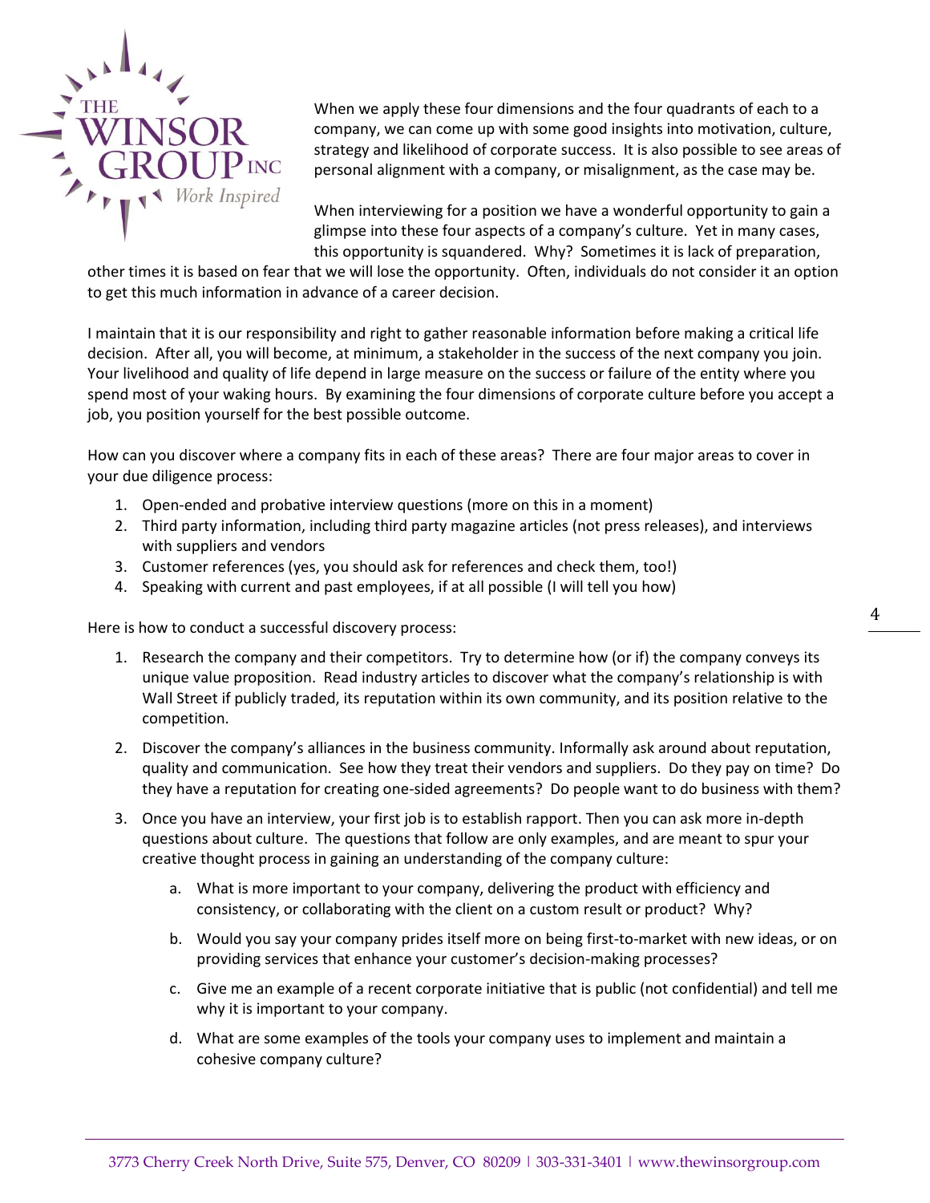When we apply these four dimensions and the four quadrants of each to a company, we can come up with some good insights into motivation, culture, strategy and likelihood of corporate success. It is also possible to see areas of personal alignment with a company, or misalignment, as the case may be.

When interviewing for a position we have a wonderful opportunity to gain a glimpse into these four aspects of a company's culture. Yet in many cases, this opportunity is squandered. Why? Sometimes it is lack of preparation, other times it is based on fear that we will lose the opportunity. Often, individuals do not consider it an option to get this much information in advance of a career decision.

I maintain that it is our responsibility and right to gather reasonable information before making a critical life decision. After all, you will become, at minimum, a stakeholder in the success of the next company you join. Your livelihood and quality of life depend in large measure on the success or failure of the entity where you spend most of your waking hours. By examining the four dimensions of corporate culture before you accept a job, you position yourself for the best possible outcome.

How can you discover where a company fits in each of these areas? There are four major areas to cover in your due diligence process:

1. Open-ended and probative interview questions (more on this in a moment)
2. Third party information, including third party magazine articles (not press releases), and interviews with suppliers and vendors
3. Customer references (yes, you should ask for references and check them, too!)
4. Speaking with current and past employees, if at all possible (I will tell you how)

Here is how to conduct a successful discovery process:

1. Research the company and their competitors. Try to determine how (or if) the company conveys its unique value proposition. Read industry articles to discover what the company's relationship is with Wall Street if publicly traded, its reputation within its own community, and its position relative to the competition.

2. Discover the company's alliances in the business community. Informally ask around about reputation, quality and communication. See how they treat their vendors and suppliers. Do they pay on time? Do they have a reputation for creating one-sided agreements? Do people want to do business with them?

3. Once you have an interview, your first job is to establish rapport. Then you can ask more in-depth questions about culture. The questions that follow are only examples, and are meant to spur your creative thought process in gaining an understanding of the company culture:

    a. What is more important to your company, delivering the product with efficiency and consistency, or collaborating with the client on a custom result or product? Why?

    b. Would you say your company prides itself more on being first-to-market with new ideas, or on providing services that enhance your customer's decision-making processes?

    c. Give me an example of a recent corporate initiative that is public (not confidential) and tell me why it is important to your company.

    d. What are some examples of the tools your company uses to implement and maintain a cohesive company culture?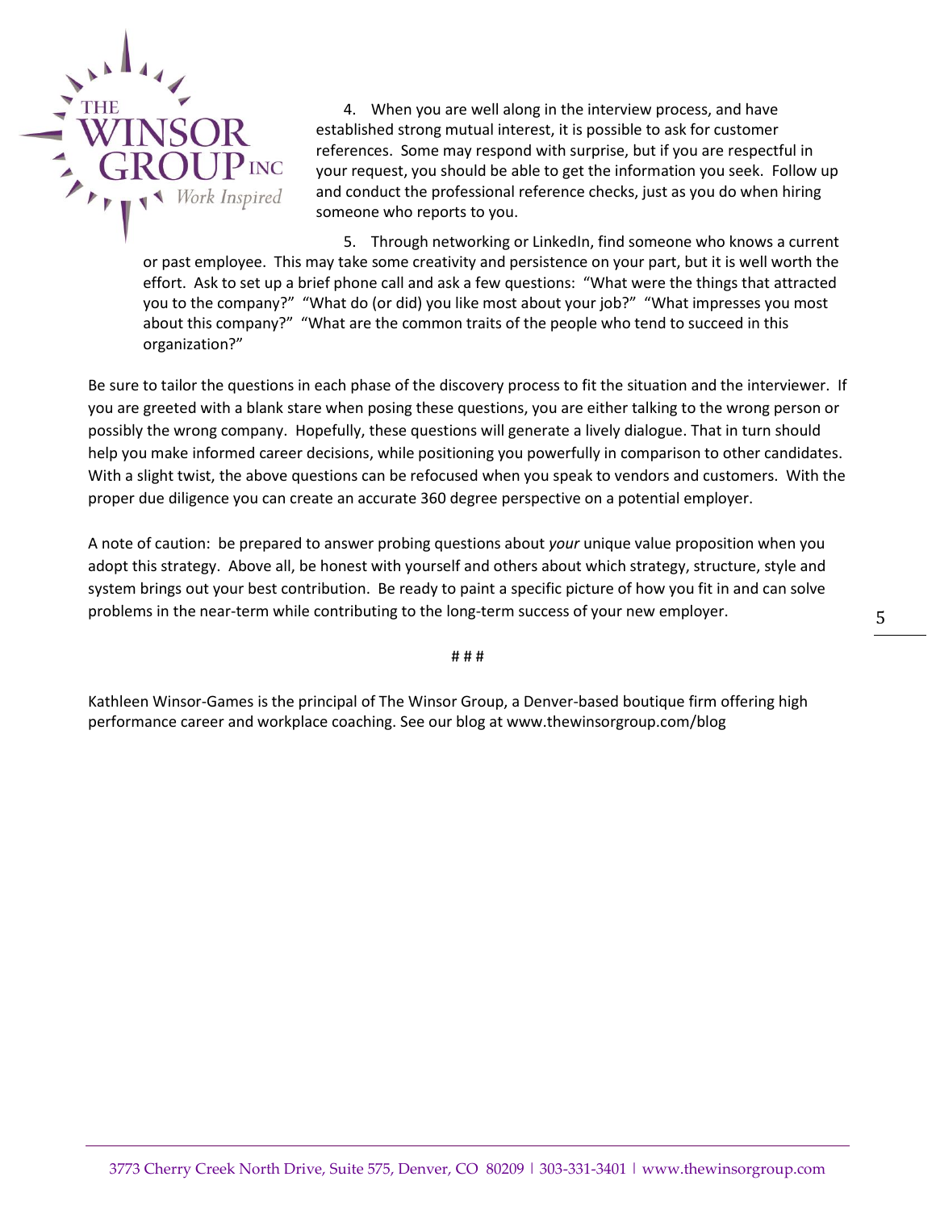4. When you are well along in the interview process, and have established strong mutual interest, it is possible to ask for customer references. Some may respond with surprise, but if you are respectful in your request, you should be able to get the information you seek. Follow up and conduct the professional reference checks, just as you do when hiring someone who reports to you.

5. Through networking or LinkedIn, find someone who knows a current or past employee. This may take some creativity and persistence on your part, but it is well worth the effort. Ask to set up a brief phone call and ask a few questions: "What were the things that attracted you to the company?" "What do (or did) you like most about your job?" "What impresses you most about this company?" "What are the common traits of the people who tend to succeed in this organization?"

Be sure to tailor the questions in each phase of the discovery process to fit the situation and the interviewer. If you are greeted with a blank stare when posing these questions, you are either talking to the wrong person or possibly the wrong company. Hopefully, these questions will generate a lively dialogue. That in turn should help you make informed career decisions, while positioning you powerfully in comparison to other candidates. With a slight twist, the above questions can be refocused when you speak to vendors and customers. With the proper due diligence you can create an accurate 360 degree perspective on a potential employer.

A note of caution: be prepared to answer probing questions about *your* unique value proposition when you adopt this strategy. Above all, be honest with yourself and others about which strategy, structure, style and system brings out your best contribution. Be ready to paint a specific picture of how you fit in and can solve problems in the near-term while contributing to the long-term success of your new employer.

# # #

Kathleen Winsor-Games is the principal of The Winsor Group, a Denver-based boutique firm offering high performance career and workplace coaching. See our blog at www.thewinsorgroup.com/blog